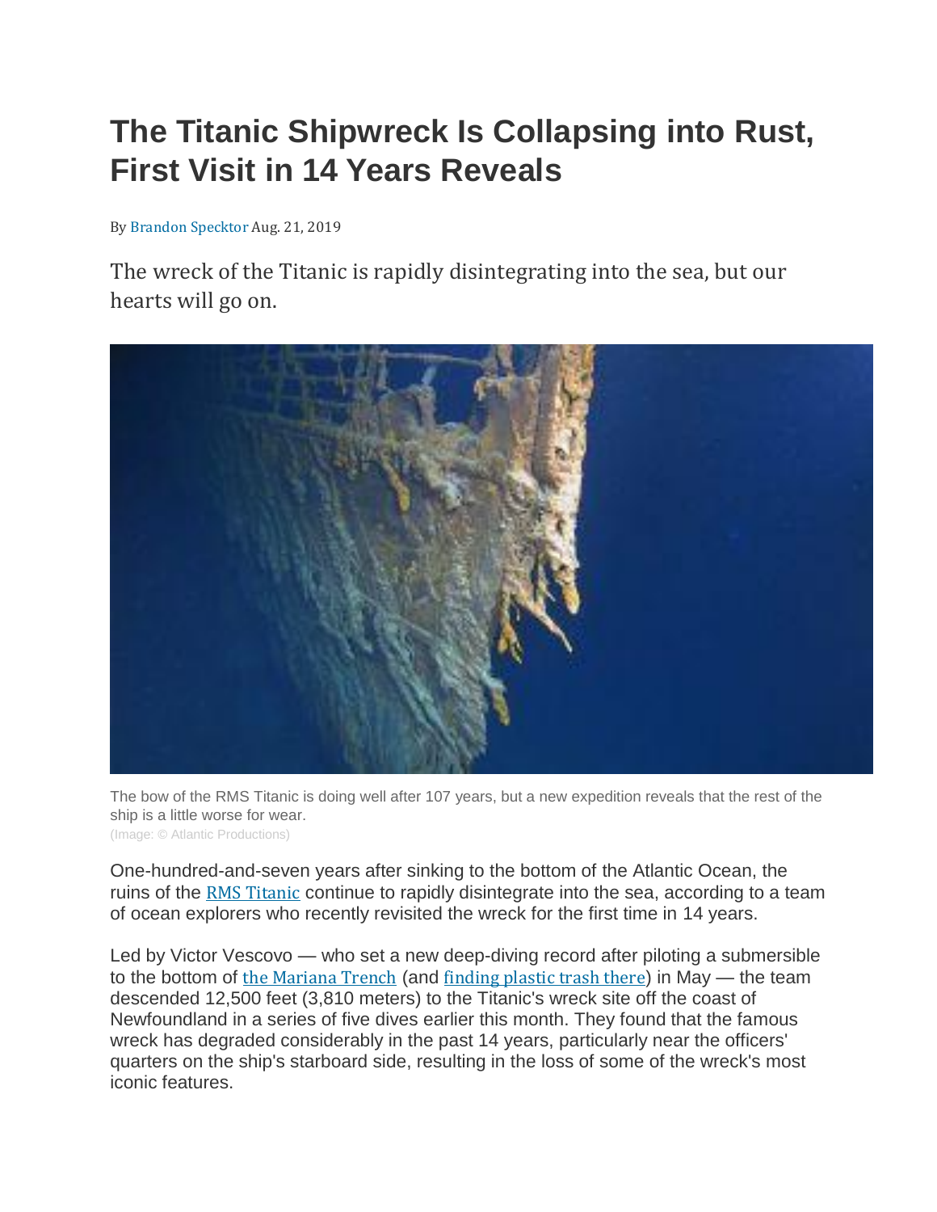# The Titanic Shipwreck Is Collapsing into Rust, First Visit in 14 Years Reveals

By Brandon Specktor Aug. 21, 2019

The wreck of the Titanic is rapidly disintegrating into the sea, but our hearts will go on.

The bow of the RMS Titanic is doing well after 107 years, but a new expedition reveals that the rest of the ship is a little worse for wear.
(Image: © Atlantic Productions)

One-hundred-and-seven years after sinking to the bottom of the Atlantic Ocean, the ruins of the RMS Titanic continue to rapidly disintegrate into the sea, according to a team of ocean explorers who recently revisited the wreck for the first time in 14 years.

Led by Victor Vescovo — who set a new deep-diving record after piloting a submersible to the bottom of the Mariana Trench (and finding plastic trash there) in May — the team descended 12,500 feet (3,810 meters) to the Titanic's wreck site off the coast of Newfoundland in a series of five dives earlier this month. They found that the famous wreck has degraded considerably in the past 14 years, particularly near the officers' quarters on the ship's starboard side, resulting in the loss of some of the wreck's most iconic features.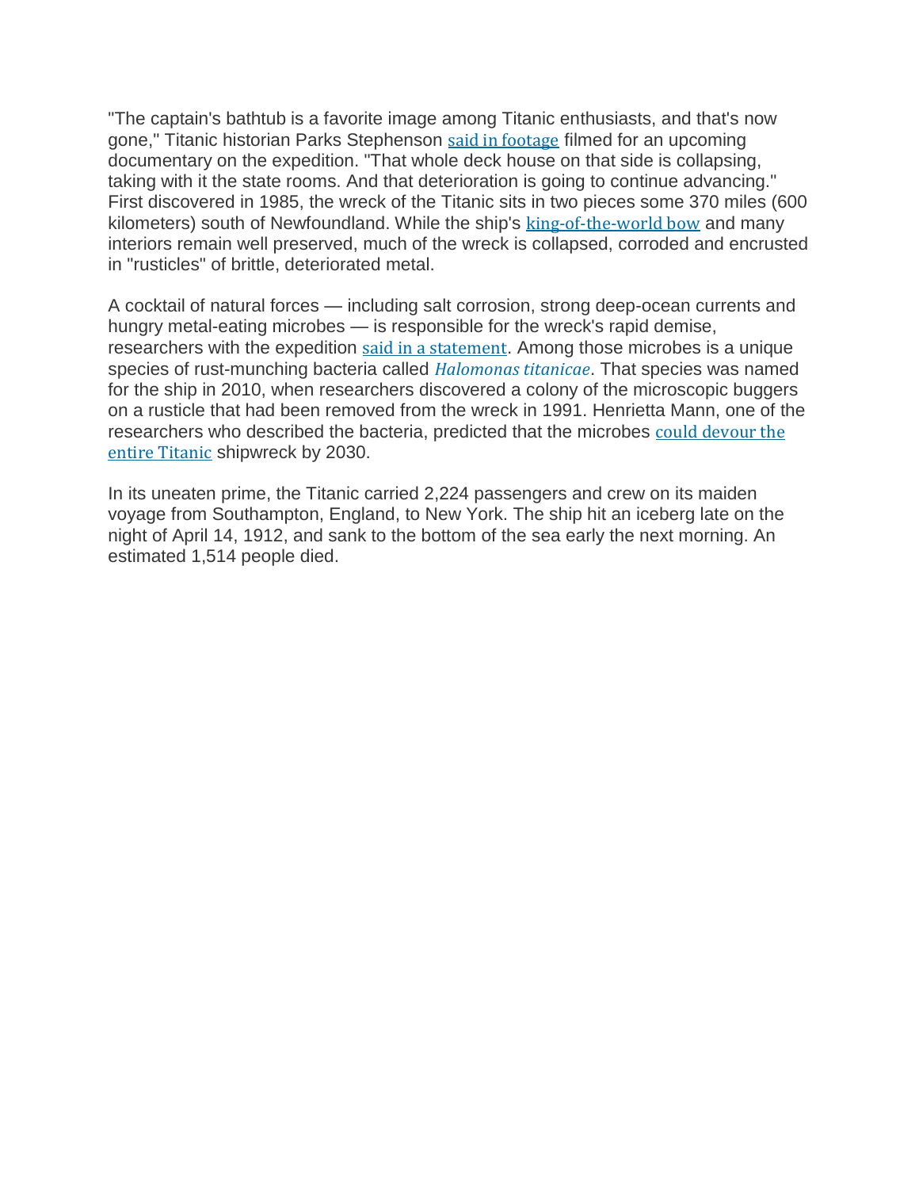"The captain's bathtub is a favorite image among Titanic enthusiasts, and that's now gone," Titanic historian Parks Stephenson said in footage filmed for an upcoming documentary on the expedition. "That whole deck house on that side is collapsing, taking with it the state rooms. And that deterioration is going to continue advancing." First discovered in 1985, the wreck of the Titanic sits in two pieces some 370 miles (600 kilometers) south of Newfoundland. While the ship's king-of-the-world bow and many interiors remain well preserved, much of the wreck is collapsed, corroded and encrusted in "rusticles" of brittle, deteriorated metal.

A cocktail of natural forces — including salt corrosion, strong deep-ocean currents and hungry metal-eating microbes — is responsible for the wreck's rapid demise, researchers with the expedition said in a statement. Among those microbes is a unique species of rust-munching bacteria called *Halomonas titanicae*. That species was named for the ship in 2010, when researchers discovered a colony of the microscopic buggers on a rusticle that had been removed from the wreck in 1991. Henrietta Mann, one of the researchers who described the bacteria, predicted that the microbes could devour the entire Titanic shipwreck by 2030.

In its uneaten prime, the Titanic carried 2,224 passengers and crew on its maiden voyage from Southampton, England, to New York. The ship hit an iceberg late on the night of April 14, 1912, and sank to the bottom of the sea early the next morning. An estimated 1,514 people died.